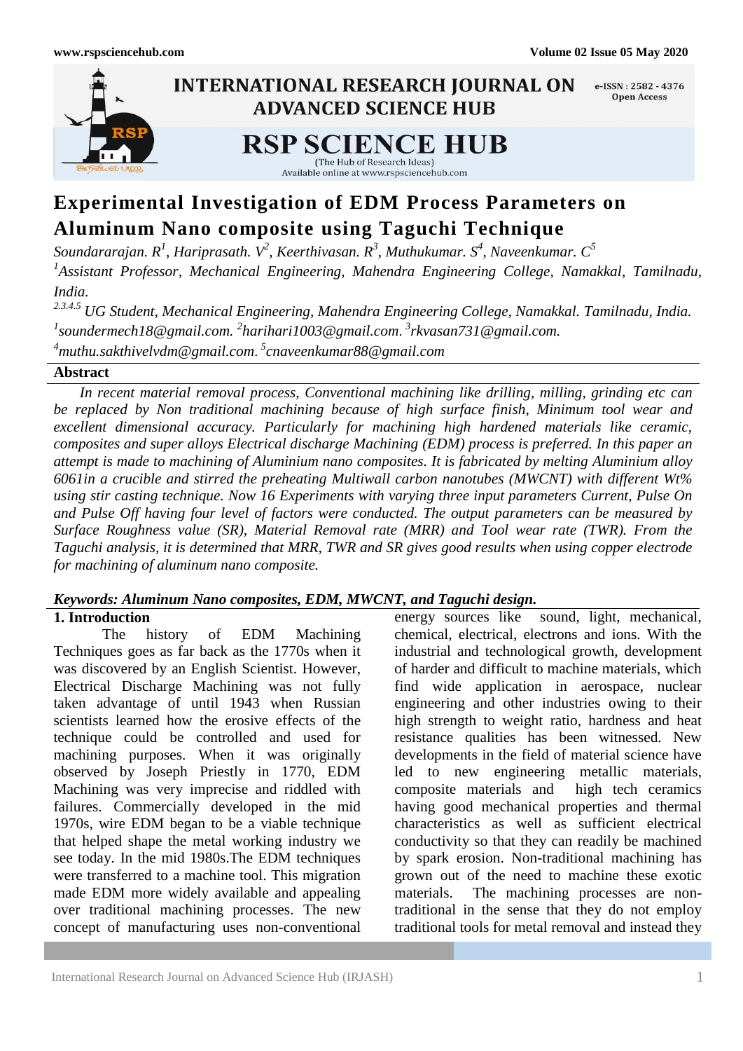# Experimental Investigation of EDM Process Parameters on Aluminum Nano composite using Taguchi Technique

*Soundararajan. R[1], Hariprasath. V[2], Keerthivasan. R[3], Muthukumar. S[4], Naveenkumar. C[5]*

*[1]Assistant Professor, Mechanical Engineering, Mahendra Engineering College, Namakkal, Tamilnadu, India.*

*[2,3,4,5] UG Student, Mechanical Engineering, Mahendra Engineering College, Namakkal. Tamilnadu, India.*

*[1]soundermech18@gmail.com. [2]harihari1003@gmail.com. [3]rkvasan731@gmail.com. [4]muthu.sakthivelvdm@gmail.com. [5]cnaveenkumar88@gmail.com*

## Abstract

*In recent material removal process, Conventional machining like drilling, milling, grinding etc can be replaced by Non traditional machining because of high surface finish, Minimum tool wear and excellent dimensional accuracy. Particularly for machining high hardened materials like ceramic, composites and super alloys Electrical discharge Machining (EDM) process is preferred. In this paper an attempt is made to machining of Aluminium nano composites. It is fabricated by melting Aluminium alloy 6061in a crucible and stirred the preheating Multiwall carbon nanotubes (MWCNT) with different Wt% using stir casting technique. Now 16 Experiments with varying three input parameters Current, Pulse On and Pulse Off having four level of factors were conducted. The output parameters can be measured by Surface Roughness value (SR), Material Removal rate (MRR) and Tool wear rate (TWR). From the Taguchi analysis, it is determined that MRR, TWR and SR gives good results when using copper electrode for machining of aluminum nano composite.*

***Keywords: Aluminum Nano composites, EDM, MWCNT, and Taguchi design.***

## 1. Introduction

The history of EDM Machining Techniques goes as far back as the 1770s when it was discovered by an English Scientist. However, Electrical Discharge Machining was not fully taken advantage of until 1943 when Russian scientists learned how the erosive effects of the technique could be controlled and used for machining purposes. When it was originally observed by Joseph Priestly in 1770, EDM Machining was very imprecise and riddled with failures. Commercially developed in the mid 1970s, wire EDM began to be a viable technique that helped shape the metal working industry we see today. In the mid 1980s.The EDM techniques were transferred to a machine tool. This migration made EDM more widely available and appealing over traditional machining processes. The new concept of manufacturing uses non-conventional energy sources like sound, light, mechanical, chemical, electrical, electrons and ions. With the industrial and technological growth, development of harder and difficult to machine materials, which find wide application in aerospace, nuclear engineering and other industries owing to their high strength to weight ratio, hardness and heat resistance qualities has been witnessed. New developments in the field of material science have led to new engineering metallic materials, composite materials and high tech ceramics having good mechanical properties and thermal characteristics as well as sufficient electrical conductivity so that they can readily be machined by spark erosion. Non-traditional machining has grown out of the need to machine these exotic materials. The machining processes are non-traditional in the sense that they do not employ traditional tools for metal removal and instead they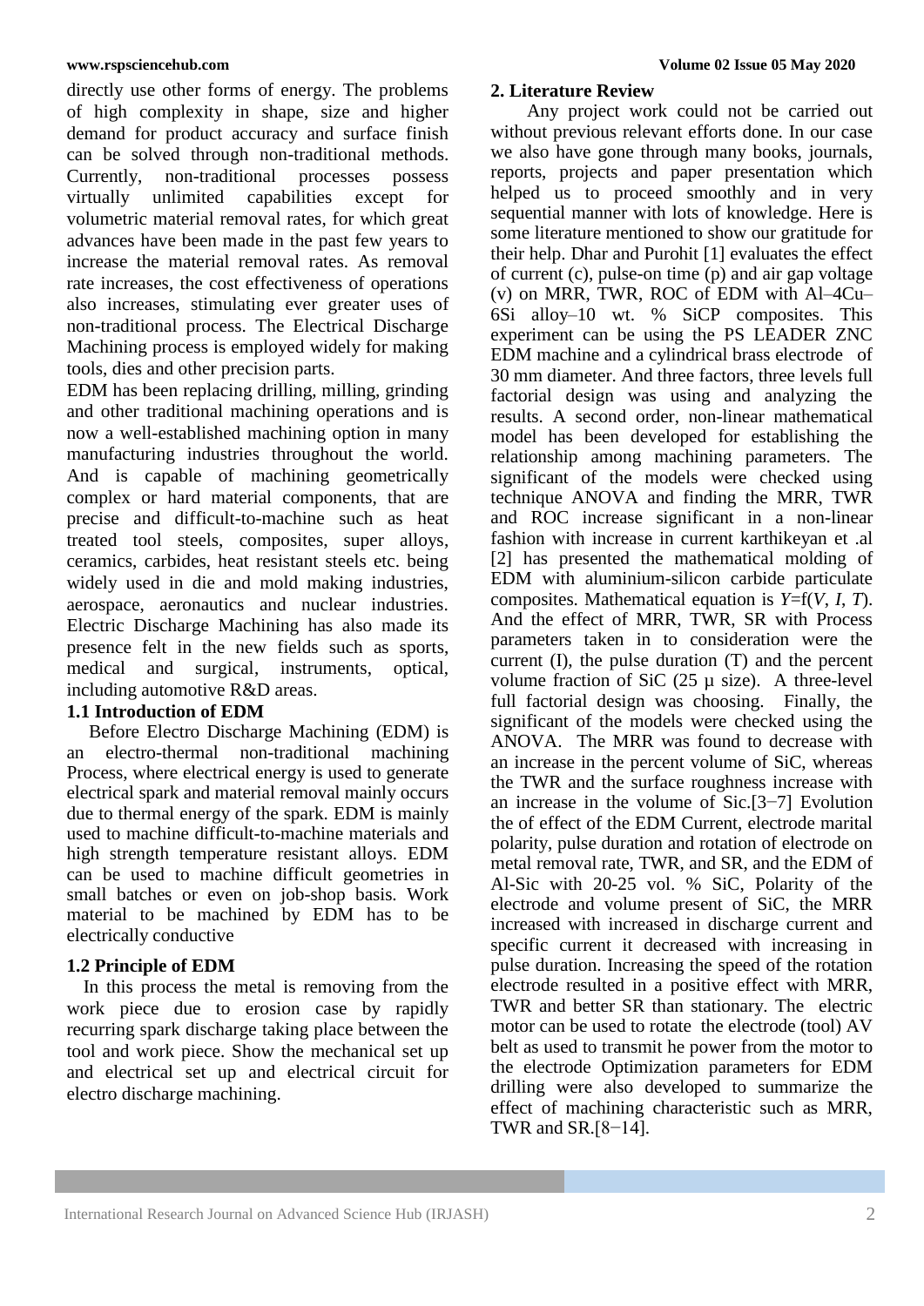directly use other forms of energy. The problems of high complexity in shape, size and higher demand for product accuracy and surface finish can be solved through non-traditional methods. Currently, non-traditional processes possess virtually unlimited capabilities except for volumetric material removal rates, for which great advances have been made in the past few years to increase the material removal rates. As removal rate increases, the cost effectiveness of operations also increases, stimulating ever greater uses of non-traditional process. The Electrical Discharge Machining process is employed widely for making tools, dies and other precision parts.

EDM has been replacing drilling, milling, grinding and other traditional machining operations and is now a well-established machining option in many manufacturing industries throughout the world. And is capable of machining geometrically complex or hard material components, that are precise and difficult-to-machine such as heat treated tool steels, composites, super alloys, ceramics, carbides, heat resistant steels etc. being widely used in die and mold making industries, aerospace, aeronautics and nuclear industries. Electric Discharge Machining has also made its presence felt in the new fields such as sports, medical and surgical, instruments, optical, including automotive R&D areas.

### 1.1 Introduction of EDM

Before Electro Discharge Machining (EDM) is an electro-thermal non-traditional machining Process, where electrical energy is used to generate electrical spark and material removal mainly occurs due to thermal energy of the spark. EDM is mainly used to machine difficult-to-machine materials and high strength temperature resistant alloys. EDM can be used to machine difficult geometries in small batches or even on job-shop basis. Work material to be machined by EDM has to be electrically conductive

### 1.2 Principle of EDM

In this process the metal is removing from the work piece due to erosion case by rapidly recurring spark discharge taking place between the tool and work piece. Show the mechanical set up and electrical set up and electrical circuit for electro discharge machining.

## 2. Literature Review

Any project work could not be carried out without previous relevant efforts done. In our case we also have gone through many books, journals, reports, projects and paper presentation which helped us to proceed smoothly and in very sequential manner with lots of knowledge. Here is some literature mentioned to show our gratitude for their help. Dhar and Purohit [1] evaluates the effect of current (c), pulse-on time (p) and air gap voltage (v) on MRR, TWR, ROC of EDM with Al–4Cu–6Si alloy–10 wt. % SiCP composites. This experiment can be using the PS LEADER ZNC EDM machine and a cylindrical brass electrode of 30 mm diameter. And three factors, three levels full factorial design was using and analyzing the results. A second order, non-linear mathematical model has been developed for establishing the relationship among machining parameters. The significant of the models were checked using technique ANOVA and finding the MRR, TWR and ROC increase significant in a non-linear fashion with increase in current karthikeyan et .al [2] has presented the mathematical molding of EDM with aluminium-silicon carbide particulate composites. Mathematical equation is $Y = f(V, I, T)$. And the effect of MRR, TWR, SR with Process parameters taken in to consideration were the current (I), the pulse duration (T) and the percent volume fraction of SiC (25 µ size). A three-level full factorial design was choosing. Finally, the significant of the models were checked using the ANOVA. The MRR was found to decrease with an increase in the percent volume of SiC, whereas the TWR and the surface roughness increase with an increase in the volume of Sic.[3−7] Evolution the of effect of the EDM Current, electrode marital polarity, pulse duration and rotation of electrode on metal removal rate, TWR, and SR, and the EDM of Al-Sic with 20-25 vol. % SiC, Polarity of the electrode and volume present of SiC, the MRR increased with increased in discharge current and specific current it decreased with increasing in pulse duration. Increasing the speed of the rotation electrode resulted in a positive effect with MRR, TWR and better SR than stationary. The electric motor can be used to rotate the electrode (tool) AV belt as used to transmit he power from the motor to the electrode Optimization parameters for EDM drilling were also developed to summarize the effect of machining characteristic such as MRR, TWR and SR.[8−14].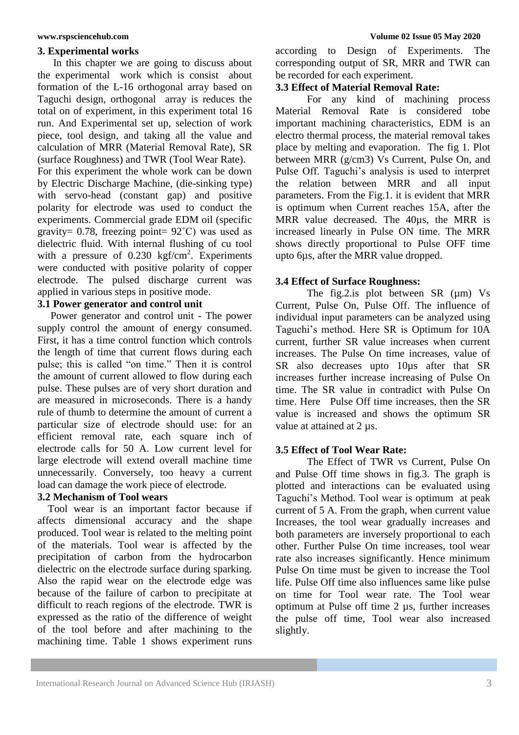## 3. Experimental works

In this chapter we are going to discuss about the experimental work which is consist about formation of the L-16 orthogonal array based on Taguchi design, orthogonal array is reduces the total on of experiment, in this experiment total 16 run. And Experimental set up, selection of work piece, tool design, and taking all the value and calculation of MRR (Material Removal Rate), SR (surface Roughness) and TWR (Tool Wear Rate).

For this experiment the whole work can be down by Electric Discharge Machine, (die-sinking type) with servo-head (constant gap) and positive polarity for electrode was used to conduct the experiments. Commercial grade EDM oil (specific gravity= 0.78, freezing point= 92˚C) was used as dielectric fluid. With internal flushing of cu tool with a pressure of 0.230 kgf/cm$^2$. Experiments were conducted with positive polarity of copper electrode. The pulsed discharge current was applied in various steps in positive mode.

### 3.1 Power generator and control unit

Power generator and control unit - The power supply control the amount of energy consumed. First, it has a time control function which controls the length of time that current flows during each pulse; this is called "on time." Then it is control the amount of current allowed to flow during each pulse. These pulses are of very short duration and are measured in microseconds. There is a handy rule of thumb to determine the amount of current a particular size of electrode should use: for an efficient removal rate, each square inch of electrode calls for 50 A. Low current level for large electrode will extend overall machine time unnecessarily. Conversely, too heavy a current load can damage the work piece of electrode.

### 3.2 Mechanism of Tool wears

Tool wear is an important factor because if affects dimensional accuracy and the shape produced. Tool wear is related to the melting point of the materials. Tool wear is affected by the precipitation of carbon from the hydrocarbon dielectric on the electrode surface during sparking. Also the rapid wear on the electrode edge was because of the failure of carbon to precipitate at difficult to reach regions of the electrode. TWR is expressed as the ratio of the difference of weight of the tool before and after machining to the machining time. Table 1 shows experiment runs according to Design of Experiments. The corresponding output of SR, MRR and TWR can be recorded for each experiment.

### 3.3 Effect of Material Removal Rate:

For any kind of machining process Material Removal Rate is considered tobe important machining characteristics, EDM is an electro thermal process, the material removal takes place by melting and evaporation. The fig 1. Plot between MRR (g/cm3) Vs Current, Pulse On, and Pulse Off. Taguchi's analysis is used to interpret the relation between MRR and all input parameters. From the Fig.1. it is evident that MRR is optimum when Current reaches 15A, after the MRR value decreased. The 40µs, the MRR is increased linearly in Pulse ON time. The MRR shows directly proportional to Pulse OFF time upto 6µs, after the MRR value dropped.

### 3.4 Effect of Surface Roughness:

The fig.2.is plot between SR (µm) Vs Current, Pulse On, Pulse Off. The influence of individual input parameters can be analyzed using Taguchi's method. Here SR is Optimum for 10A current, further SR value increases when current increases. The Pulse On time increases, value of SR also decreases upto 10µs after that SR increases further increase increasing of Pulse On time. The SR value in contradict with Pulse On time. Here Pulse Off time increases, then the SR value is increased and shows the optimum SR value at attained at 2 µs.

### 3.5 Effect of Tool Wear Rate:

The Effect of TWR vs Current, Pulse On and Pulse Off time shows in fig.3. The graph is plotted and interactions can be evaluated using Taguchi's Method. Tool wear is optimum at peak current of 5 A. From the graph, when current value Increases, the tool wear gradually increases and both parameters are inversely proportional to each other. Further Pulse On time increases, tool wear rate also increases significantly. Hence minimum Pulse On time must be given to increase the Tool life. Pulse Off time also influences same like pulse on time for Tool wear rate. The Tool wear optimum at Pulse off time 2 µs, further increases the pulse off time, Tool wear also increased slightly.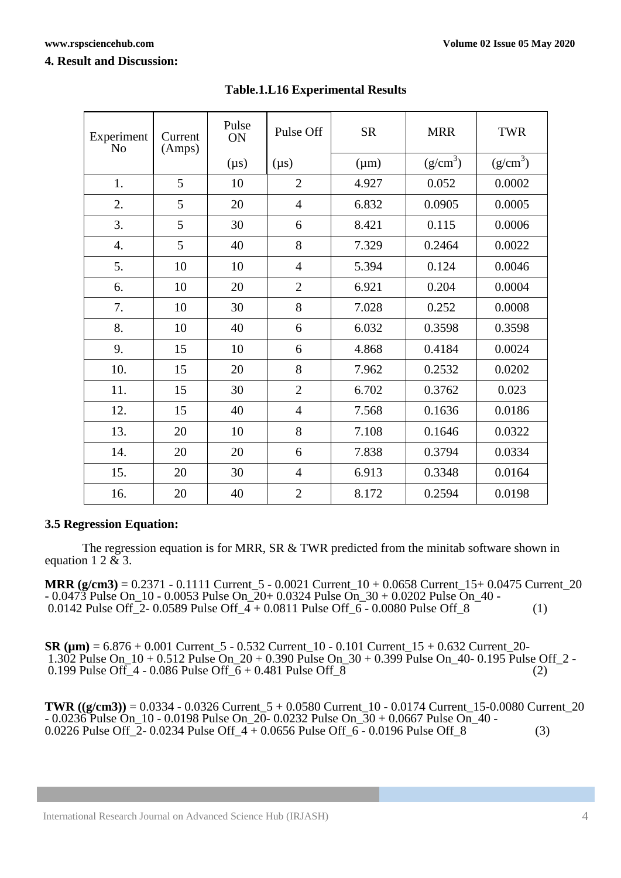## 4. Result and Discussion:

**Table.1.L16 Experimental Results**

| Experiment No | Current (Amps) | Pulse ON (μs) | Pulse Off (μs) | SR (μm) | MRR ($g/cm^3$) | TWR ($g/cm^3$) |
|---|---|---|---|---|---|---|
| 1. | 5 | 10 | 2 | 4.927 | 0.052 | 0.0002 |
| 2. | 5 | 20 | 4 | 6.832 | 0.0905 | 0.0005 |
| 3. | 5 | 30 | 6 | 8.421 | 0.115 | 0.0006 |
| 4. | 5 | 40 | 8 | 7.329 | 0.2464 | 0.0022 |
| 5. | 10 | 10 | 4 | 5.394 | 0.124 | 0.0046 |
| 6. | 10 | 20 | 2 | 6.921 | 0.204 | 0.0004 |
| 7. | 10 | 30 | 8 | 7.028 | 0.252 | 0.0008 |
| 8. | 10 | 40 | 6 | 6.032 | 0.3598 | 0.3598 |
| 9. | 15 | 10 | 6 | 4.868 | 0.4184 | 0.0024 |
| 10. | 15 | 20 | 8 | 7.962 | 0.2532 | 0.0202 |
| 11. | 15 | 30 | 2 | 6.702 | 0.3762 | 0.023 |
| 12. | 15 | 40 | 4 | 7.568 | 0.1636 | 0.0186 |
| 13. | 20 | 10 | 8 | 7.108 | 0.1646 | 0.0322 |
| 14. | 20 | 20 | 6 | 7.838 | 0.3794 | 0.0334 |
| 15. | 20 | 30 | 4 | 6.913 | 0.3348 | 0.0164 |
| 16. | 20 | 40 | 2 | 8.172 | 0.2594 | 0.0198 |

### 3.5 Regression Equation:

The regression equation is for MRR, SR & TWR predicted from the minitab software shown in equation 1 2 & 3.

**MRR (g/cm3)** = 0.2371 - 0.1111 Current_5 - 0.0021 Current_10 + 0.0658 Current_15+ 0.0475 Current_20 - 0.0473 Pulse On_10 - 0.0053 Pulse On_20+ 0.0324 Pulse On_30 + 0.0202 Pulse On_40 - 0.0142 Pulse Off_2- 0.0589 Pulse Off_4 + 0.0811 Pulse Off_6 - 0.0080 Pulse Off_8 (1)

**SR (μm)** = 6.876 + 0.001 Current_5 - 0.532 Current_10 - 0.101 Current_15 + 0.632 Current_20- 1.302 Pulse On_10 + 0.512 Pulse On_20 + 0.390 Pulse On_30 + 0.399 Pulse On_40- 0.195 Pulse Off_2 - 0.199 Pulse Off_4 - 0.086 Pulse Off_6 + 0.481 Pulse Off_8 (2)

**TWR ((g/cm3))** = 0.0334 - 0.0326 Current_5 + 0.0580 Current_10 - 0.0174 Current_15-0.0080 Current_20 - 0.0236 Pulse On_10 - 0.0198 Pulse On_20- 0.0232 Pulse On_30 + 0.0667 Pulse On_40 - 0.0226 Pulse Off_2- 0.0234 Pulse Off_4 + 0.0656 Pulse Off_6 - 0.0196 Pulse Off_8 (3)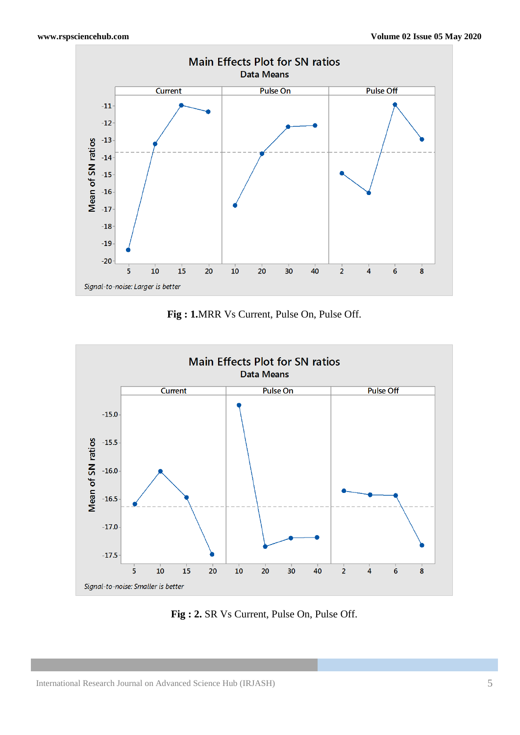**Fig : 1.** MRR Vs Current, Pulse On, Pulse Off.

**Fig : 2.** SR Vs Current, Pulse On, Pulse Off.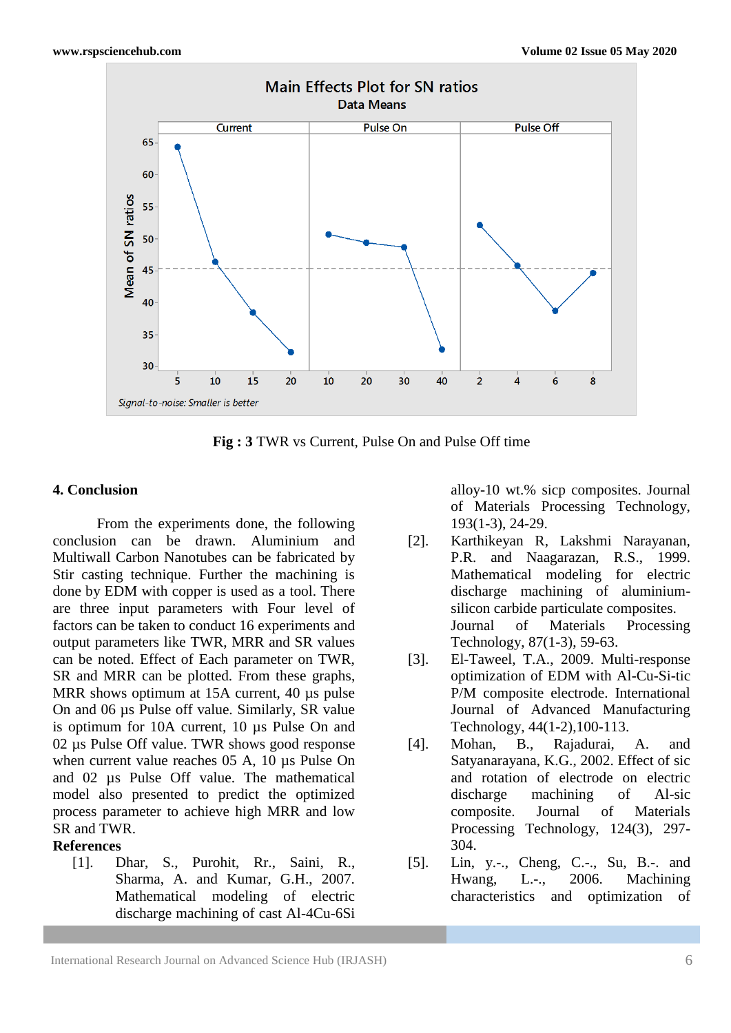Fig : 3 TWR vs Current, Pulse On and Pulse Off time

## 4. Conclusion

From the experiments done, the following conclusion can be drawn. Aluminium and Multiwall Carbon Nanotubes can be fabricated by Stir casting technique. Further the machining is done by EDM with copper is used as a tool. There are three input parameters with Four level of factors can be taken to conduct 16 experiments and output parameters like TWR, MRR and SR values can be noted. Effect of Each parameter on TWR, SR and MRR can be plotted. From these graphs, MRR shows optimum at 15A current, 40 µs pulse On and 06 µs Pulse off value. Similarly, SR value is optimum for 10A current, 10 µs Pulse On and 02 µs Pulse Off value. TWR shows good response when current value reaches 05 A, 10 µs Pulse On and 02 µs Pulse Off value. The mathematical model also presented to predict the optimized process parameter to achieve high MRR and low SR and TWR.

## References

[1]. Dhar, S., Purohit, Rr., Saini, R., Sharma, A. and Kumar, G.H., 2007. Mathematical modeling of electric discharge machining of cast Al-4Cu-6Si alloy-10 wt.% sicp composites. Journal of Materials Processing Technology, 193(1-3), 24-29.

[2]. Karthikeyan R, Lakshmi Narayanan, P.R. and Naagarazan, R.S., 1999. Mathematical modeling for electric discharge machining of aluminium-silicon carbide particulate composites. Journal of Materials Processing Technology, 87(1-3), 59-63.

[3]. El-Taweel, T.A., 2009. Multi-response optimization of EDM with Al-Cu-Si-tic P/M composite electrode. International Journal of Advanced Manufacturing Technology, 44(1-2),100-113.

[4]. Mohan, B., Rajadurai, A. and Satyanarayana, K.G., 2002. Effect of sic and rotation of electrode on electric discharge machining of Al-sic composite. Journal of Materials Processing Technology, 124(3), 297-304.

[5]. Lin, y.-., Cheng, C.-., Su, B.-. and Hwang, L.-., 2006. Machining characteristics and optimization of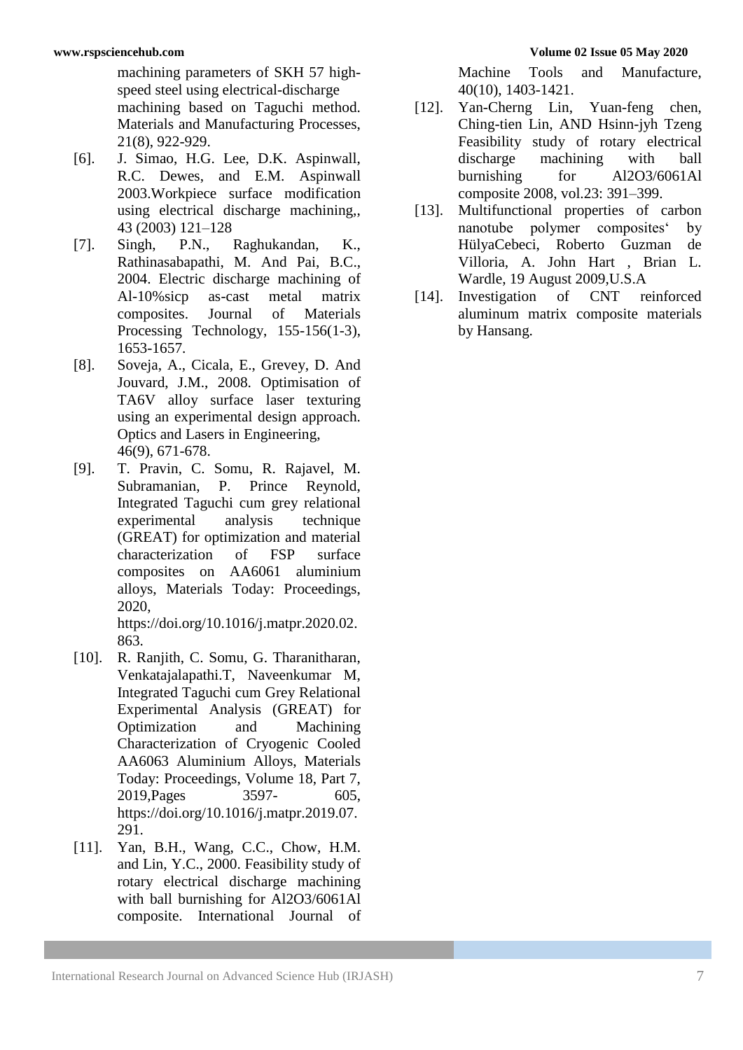machining parameters of SKH 57 high-speed steel using electrical-discharge machining based on Taguchi method. Materials and Manufacturing Processes, 21(8), 922-929.

[6]. J. Simao, H.G. Lee, D.K. Aspinwall, R.C. Dewes, and E.M. Aspinwall 2003.Workpiece surface modification using electrical discharge machining,, 43 (2003) 121–128

[7]. Singh, P.N., Raghukandan, K., Rathinasabapathi, M. And Pai, B.C., 2004. Electric discharge machining of Al-10%sicp as-cast metal matrix composites. Journal of Materials Processing Technology, 155-156(1-3), 1653-1657.

[8]. Soveja, A., Cicala, E., Grevey, D. And Jouvard, J.M., 2008. Optimisation of TA6V alloy surface laser texturing using an experimental design approach. Optics and Lasers in Engineering, 46(9), 671-678.

[9]. T. Pravin, C. Somu, R. Rajavel, M. Subramanian, P. Prince Reynold, Integrated Taguchi cum grey relational experimental analysis technique (GREAT) for optimization and material characterization of FSP surface composites on AA6061 aluminium alloys, Materials Today: Proceedings, 2020, https://doi.org/10.1016/j.matpr.2020.02.863.

[10]. R. Ranjith, C. Somu, G. Tharanitharan, Venkatajalapathi.T, Naveenkumar M, Integrated Taguchi cum Grey Relational Experimental Analysis (GREAT) for Optimization and Machining Characterization of Cryogenic Cooled AA6063 Aluminium Alloys, Materials Today: Proceedings, Volume 18, Part 7, 2019,Pages 3597- 605, https://doi.org/10.1016/j.matpr.2019.07.291.

[11]. Yan, B.H., Wang, C.C., Chow, H.M. and Lin, Y.C., 2000. Feasibility study of rotary electrical discharge machining with ball burnishing for Al2O3/6061Al composite. International Journal of Machine Tools and Manufacture, 40(10), 1403-1421.

[12]. Yan-Cherng Lin, Yuan-feng chen, Ching-tien Lin, AND Hsinn-jyh Tzeng Feasibility study of rotary electrical discharge machining with ball burnishing for Al2O3/6061Al composite 2008, vol.23: 391–399.

[13]. Multifunctional properties of carbon nanotube polymer composites' by HülyaCebeci, Roberto Guzman de Villoria, A. John Hart , Brian L. Wardle, 19 August 2009,U.S.A

[14]. Investigation of CNT reinforced aluminum matrix composite materials by Hansang.